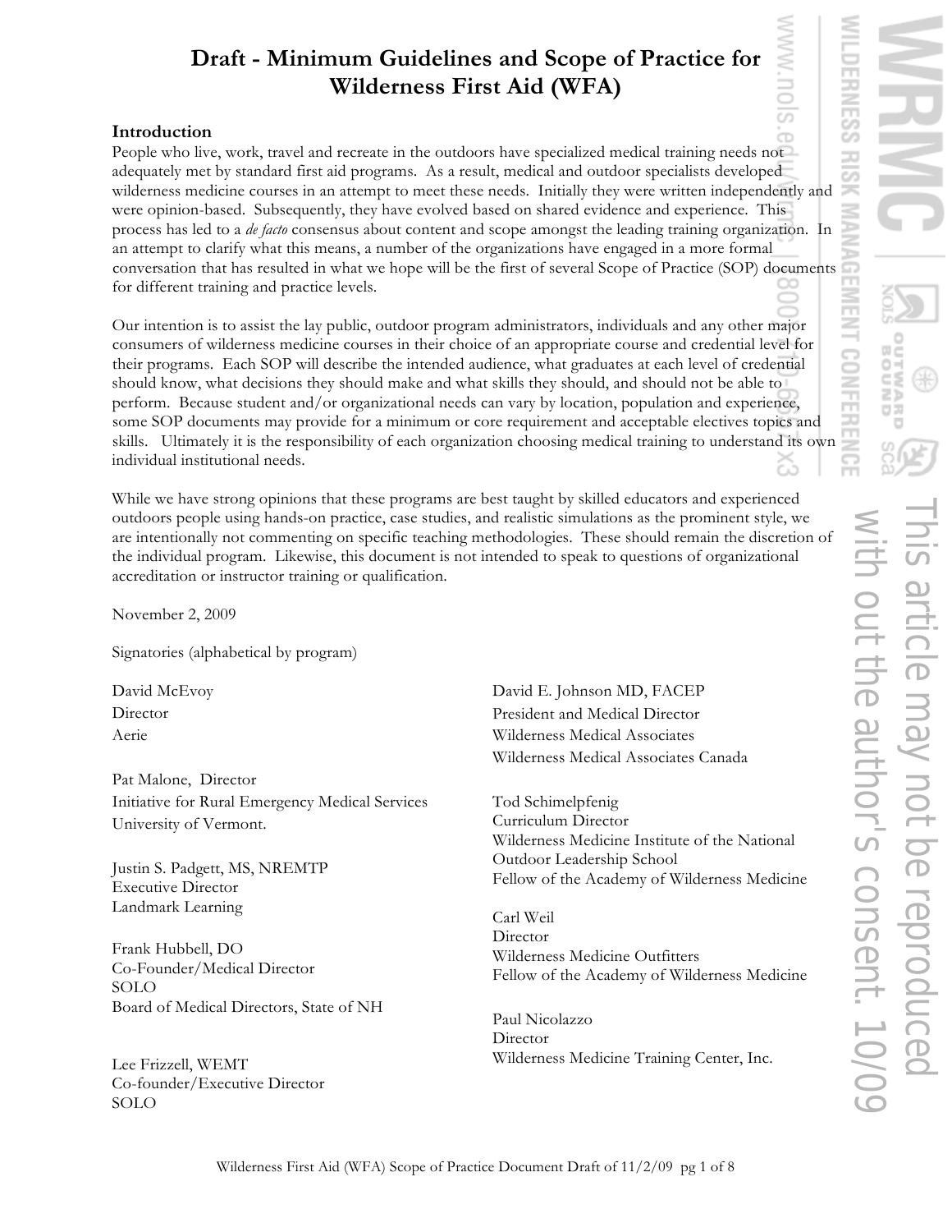# Draft - Minimum Guidelines and Scope of Practice for Wilderness First Aid (WFA)

## Introduction

People who live, work, travel and recreate in the outdoors have specialized medical training needs not adequately met by standard first aid programs. As a result, medical and outdoor specialists developed wilderness medicine courses in an attempt to meet these needs. Initially they were written independently and were opinion-based. Subsequently, they have evolved based on shared evidence and experience. This process has led to a *de facto* consensus about content and scope amongst the leading training organization. In an attempt to clarify what this means, a number of the organizations have engaged in a more formal conversation that has resulted in what we hope will be the first of several Scope of Practice (SOP) documents for different training and practice levels.

Our intention is to assist the lay public, outdoor program administrators, individuals and any other major consumers of wilderness medicine courses in their choice of an appropriate course and credential level for their programs. Each SOP will describe the intended audience, what graduates at each level of credential should know, what decisions they should make and what skills they should, and should not be able to perform. Because student and/or organizational needs can vary by location, population and experience, some SOP documents may provide for a minimum or core requirement and acceptable electives topics and skills. Ultimately it is the responsibility of each organization choosing medical training to understand its own individual institutional needs.

While we have strong opinions that these programs are best taught by skilled educators and experienced outdoors people using hands-on practice, case studies, and realistic simulations as the prominent style, we are intentionally not commenting on specific teaching methodologies. These should remain the discretion of the individual program. Likewise, this document is not intended to speak to questions of organizational accreditation or instructor training or qualification.

November 2, 2009

Signatories (alphabetical by program)

David McEvoy
Director
Aerie

Pat Malone, Director
Initiative for Rural Emergency Medical Services
University of Vermont.

Justin S. Padgett, MS, NREMTP
Executive Director
Landmark Learning

Frank Hubbell, DO
Co-Founder/Medical Director
SOLO
Board of Medical Directors, State of NH

Lee Frizzell, WEMT
Co-founder/Executive Director
SOLO

David E. Johnson MD, FACEP
President and Medical Director
Wilderness Medical Associates
Wilderness Medical Associates Canada

Tod Schimelpfenig
Curriculum Director
Wilderness Medicine Institute of the National Outdoor Leadership School
Fellow of the Academy of Wilderness Medicine

Carl Weil
Director
Wilderness Medicine Outfitters
Fellow of the Academy of Wilderness Medicine

Paul Nicolazzo
Director
Wilderness Medicine Training Center, Inc.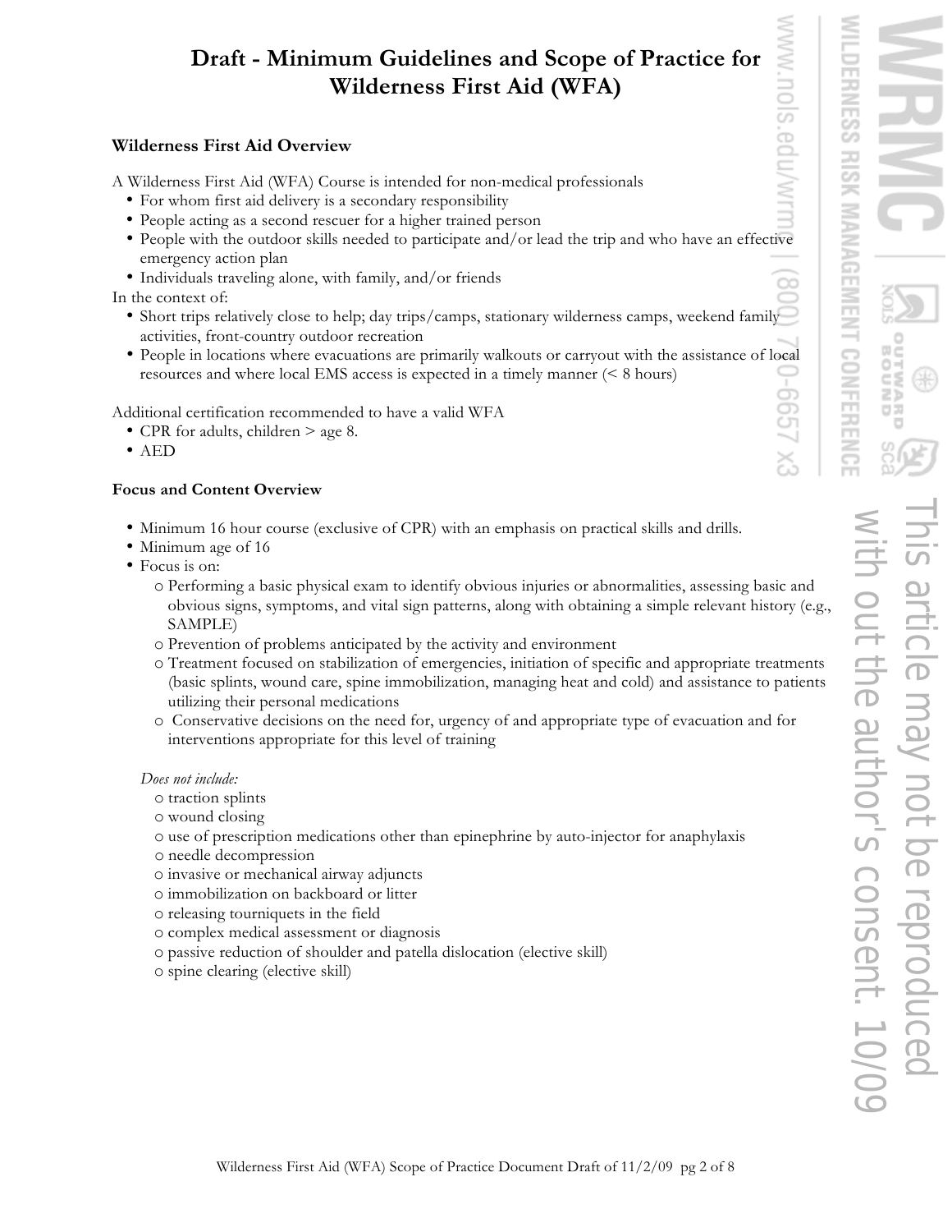# Draft - Minimum Guidelines and Scope of Practice for Wilderness First Aid (WFA)

### Wilderness First Aid Overview

A Wilderness First Aid (WFA) Course is intended for non-medical professionals

- For whom first aid delivery is a secondary responsibility
- People acting as a second rescuer for a higher trained person
- People with the outdoor skills needed to participate and/or lead the trip and who have an effective emergency action plan
- Individuals traveling alone, with family, and/or friends

In the context of:

- Short trips relatively close to help; day trips/camps, stationary wilderness camps, weekend family activities, front-country outdoor recreation
- People in locations where evacuations are primarily walkouts or carryout with the assistance of local resources and where local EMS access is expected in a timely manner (< 8 hours)

Additional certification recommended to have a valid WFA

- CPR for adults, children > age 8.
- AED

### Focus and Content Overview

- Minimum 16 hour course (exclusive of CPR) with an emphasis on practical skills and drills.
- Minimum age of 16
- Focus is on:
  - Performing a basic physical exam to identify obvious injuries or abnormalities, assessing basic and obvious signs, symptoms, and vital sign patterns, along with obtaining a simple relevant history (e.g., SAMPLE)
  - Prevention of problems anticipated by the activity and environment
  - Treatment focused on stabilization of emergencies, initiation of specific and appropriate treatments (basic splints, wound care, spine immobilization, managing heat and cold) and assistance to patients utilizing their personal medications
  - Conservative decisions on the need for, urgency of and appropriate type of evacuation and for interventions appropriate for this level of training

*Does not include:*

- traction splints
- wound closing
- use of prescription medications other than epinephrine by auto-injector for anaphylaxis
- needle decompression
- invasive or mechanical airway adjuncts
- immobilization on backboard or litter
- releasing tourniquets in the field
- complex medical assessment or diagnosis
- passive reduction of shoulder and patella dislocation (elective skill)
- spine clearing (elective skill)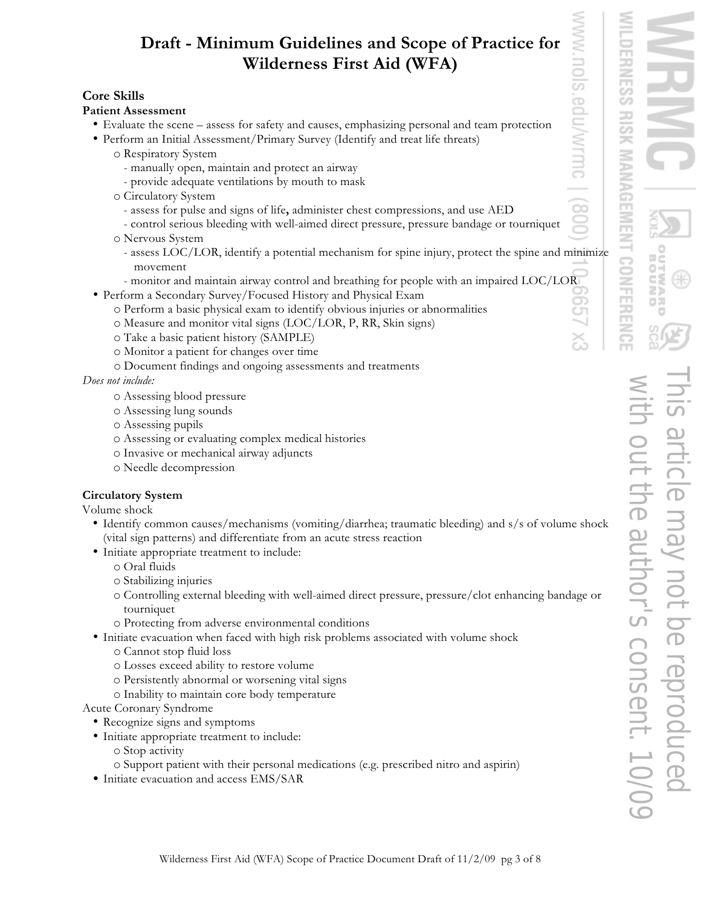# Draft - Minimum Guidelines and Scope of Practice for Wilderness First Aid (WFA)

## Core Skills

### Patient Assessment

- Evaluate the scene – assess for safety and causes, emphasizing personal and team protection
- Perform an Initial Assessment/Primary Survey (Identify and treat life threats)
  - Respiratory System
    - manually open, maintain and protect an airway
    - provide adequate ventilations by mouth to mask
  - Circulatory System
    - assess for pulse and signs of life, administer chest compressions, and use AED
    - control serious bleeding with well-aimed direct pressure, pressure bandage or tourniquet
  - Nervous System
    - assess LOC/LOR, identify a potential mechanism for spine injury, protect the spine and minimize movement
    - monitor and maintain airway control and breathing for people with an impaired LOC/LOR
- Perform a Secondary Survey/Focused History and Physical Exam
  - Perform a basic physical exam to identify obvious injuries or abnormalities
  - Measure and monitor vital signs (LOC/LOR, P, RR, Skin signs)
  - Take a basic patient history (SAMPLE)
  - Monitor a patient for changes over time
  - Document findings and ongoing assessments and treatments

*Does not include:*

- Assessing blood pressure
- Assessing lung sounds
- Assessing pupils
- Assessing or evaluating complex medical histories
- Invasive or mechanical airway adjuncts
- Needle decompression

### Circulatory System

Volume shock

- Identify common causes/mechanisms (vomiting/diarrhea; traumatic bleeding) and s/s of volume shock (vital sign patterns) and differentiate from an acute stress reaction
- Initiate appropriate treatment to include:
  - Oral fluids
  - Stabilizing injuries
  - Controlling external bleeding with well-aimed direct pressure, pressure/clot enhancing bandage or tourniquet
  - Protecting from adverse environmental conditions
- Initiate evacuation when faced with high risk problems associated with volume shock
  - Cannot stop fluid loss
  - Losses exceed ability to restore volume
  - Persistently abnormal or worsening vital signs
  - Inability to maintain core body temperature

Acute Coronary Syndrome

- Recognize signs and symptoms
- Initiate appropriate treatment to include:
  - Stop activity
  - Support patient with their personal medications (e.g. prescribed nitro and aspirin)
- Initiate evacuation and access EMS/SAR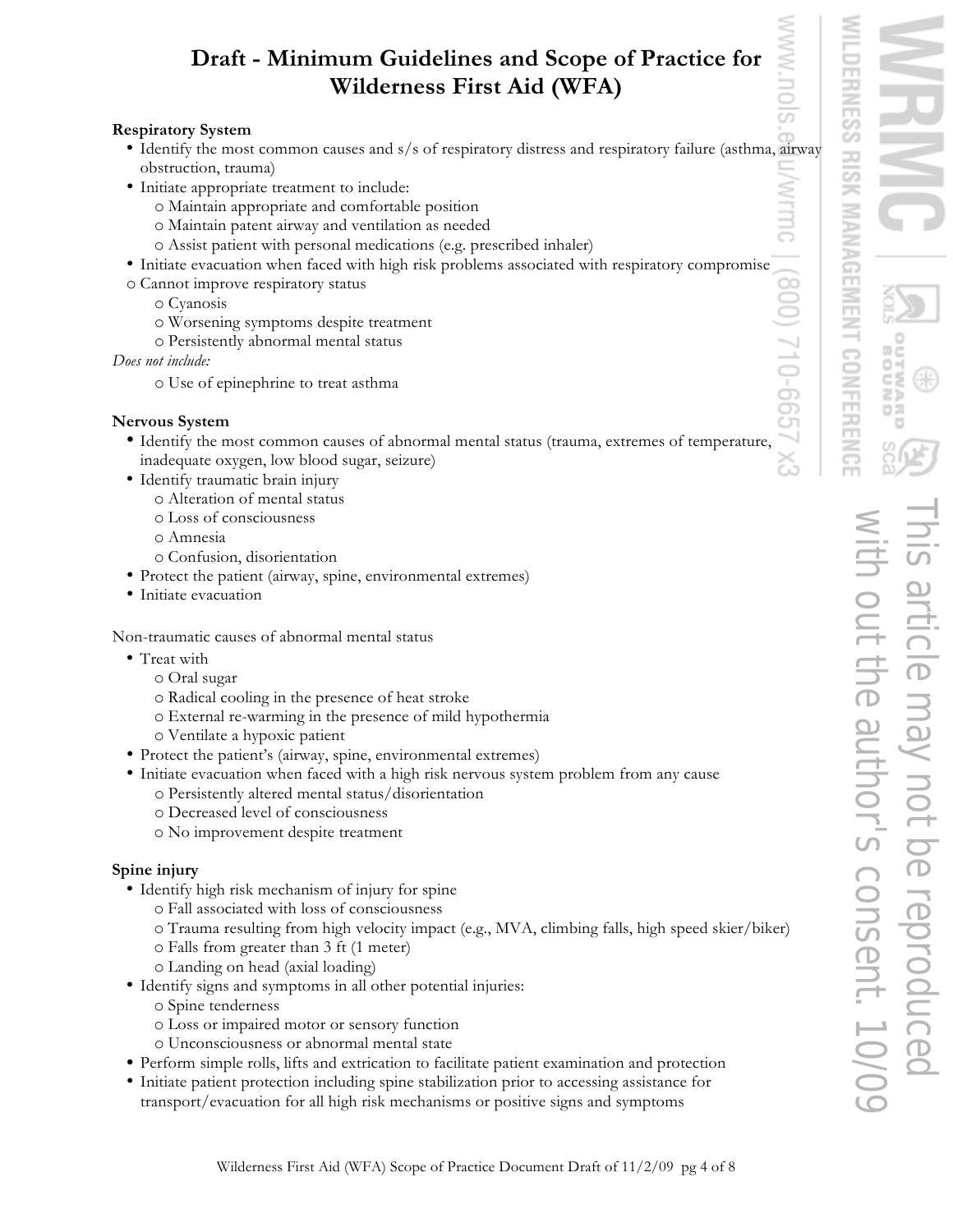# Draft - Minimum Guidelines and Scope of Practice for Wilderness First Aid (WFA)

**Respiratory System**

- Identify the most common causes and s/s of respiratory distress and respiratory failure (asthma, airway obstruction, trauma)
- Initiate appropriate treatment to include:
  - Maintain appropriate and comfortable position
  - Maintain patent airway and ventilation as needed
  - Assist patient with personal medications (e.g. prescribed inhaler)
- Initiate evacuation when faced with high risk problems associated with respiratory compromise
  - Cannot improve respiratory status
  - Cyanosis
  - Worsening symptoms despite treatment
  - Persistently abnormal mental status

*Does not include:*

- Use of epinephrine to treat asthma

**Nervous System**

- Identify the most common causes of abnormal mental status (trauma, extremes of temperature, inadequate oxygen, low blood sugar, seizure)
- Identify traumatic brain injury
  - Alteration of mental status
  - Loss of consciousness
  - Amnesia
  - Confusion, disorientation
- Protect the patient (airway, spine, environmental extremes)
- Initiate evacuation

Non-traumatic causes of abnormal mental status

- Treat with
  - Oral sugar
  - Radical cooling in the presence of heat stroke
  - External re-warming in the presence of mild hypothermia
  - Ventilate a hypoxic patient
- Protect the patient's (airway, spine, environmental extremes)
- Initiate evacuation when faced with a high risk nervous system problem from any cause
  - Persistently altered mental status/disorientation
  - Decreased level of consciousness
  - No improvement despite treatment

**Spine injury**

- Identify high risk mechanism of injury for spine
  - Fall associated with loss of consciousness
  - Trauma resulting from high velocity impact (e.g., MVA, climbing falls, high speed skier/biker)
  - Falls from greater than 3 ft (1 meter)
  - Landing on head (axial loading)
- Identify signs and symptoms in all other potential injuries:
  - Spine tenderness
  - Loss or impaired motor or sensory function
  - Unconsciousness or abnormal mental state
- Perform simple rolls, lifts and extrication to facilitate patient examination and protection
- Initiate patient protection including spine stabilization prior to accessing assistance for transport/evacuation for all high risk mechanisms or positive signs and symptoms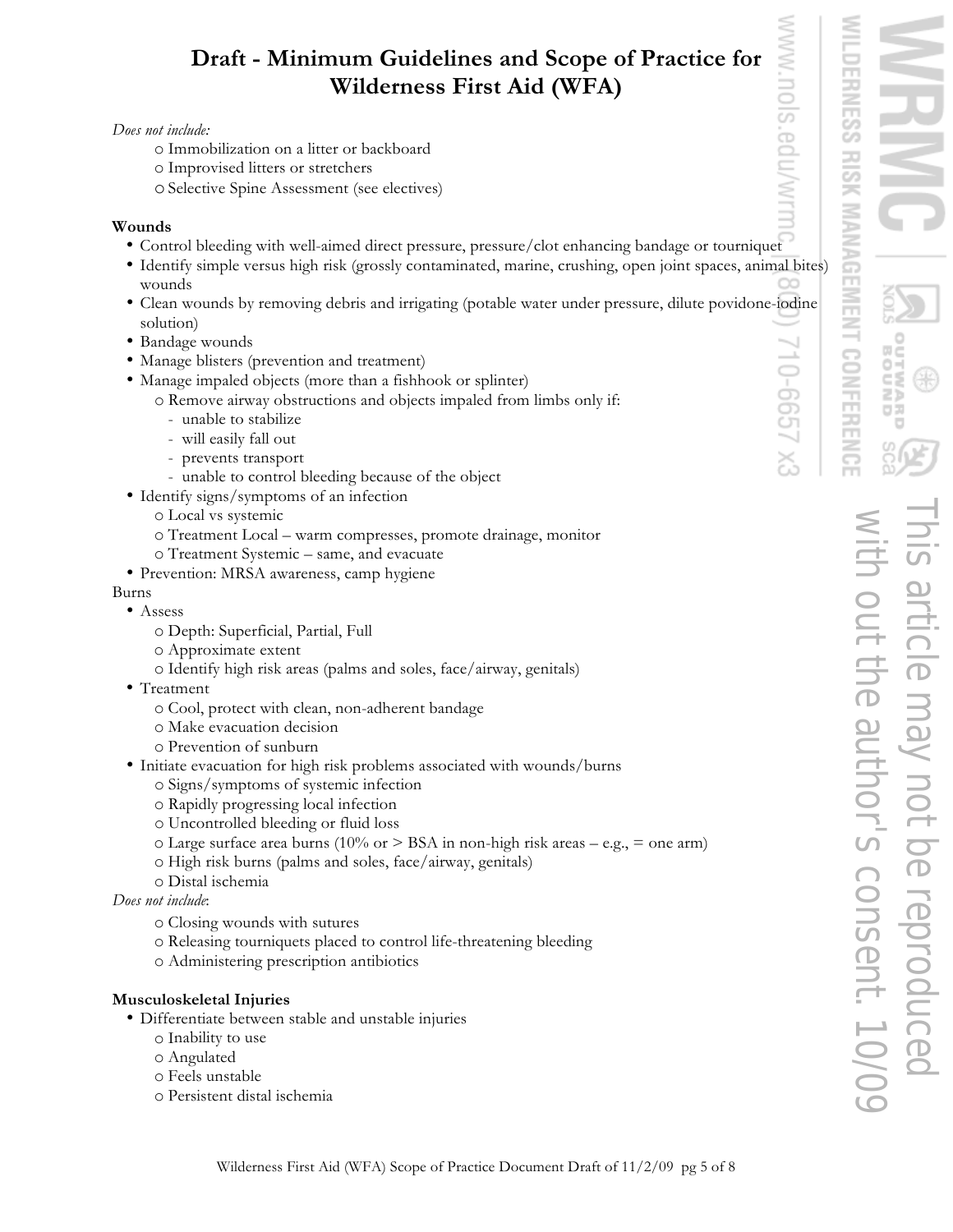# Draft - Minimum Guidelines and Scope of Practice for Wilderness First Aid (WFA)

*Does not include:*

- o Immobilization on a litter or backboard
- o Improvised litters or stretchers
- o Selective Spine Assessment (see electives)

**Wounds**

- Control bleeding with well-aimed direct pressure, pressure/clot enhancing bandage or tourniquet
- Identify simple versus high risk (grossly contaminated, marine, crushing, open joint spaces, animal bites) wounds
- Clean wounds by removing debris and irrigating (potable water under pressure, dilute povidone-iodine solution)
- Bandage wounds
- Manage blisters (prevention and treatment)
- Manage impaled objects (more than a fishhook or splinter)
  - o Remove airway obstructions and objects impaled from limbs only if:
    - unable to stabilize
    - will easily fall out
    - prevents transport
    - unable to control bleeding because of the object
- Identify signs/symptoms of an infection
  - o Local vs systemic
  - o Treatment Local – warm compresses, promote drainage, monitor
  - o Treatment Systemic – same, and evacuate
- Prevention: MRSA awareness, camp hygiene

Burns

- Assess
  - o Depth: Superficial, Partial, Full
  - o Approximate extent
  - o Identify high risk areas (palms and soles, face/airway, genitals)
- Treatment
  - o Cool, protect with clean, non-adherent bandage
  - o Make evacuation decision
  - o Prevention of sunburn
- Initiate evacuation for high risk problems associated with wounds/burns
  - o Signs/symptoms of systemic infection
  - o Rapidly progressing local infection
  - o Uncontrolled bleeding or fluid loss
  - o Large surface area burns (10% or > BSA in non-high risk areas – e.g., = one arm)
  - o High risk burns (palms and soles, face/airway, genitals)
  - o Distal ischemia

*Does not include*:

- o Closing wounds with sutures
- o Releasing tourniquets placed to control life-threatening bleeding
- o Administering prescription antibiotics

**Musculoskeletal Injuries**

- Differentiate between stable and unstable injuries
  - o Inability to use
  - o Angulated
  - o Feels unstable
  - o Persistent distal ischemia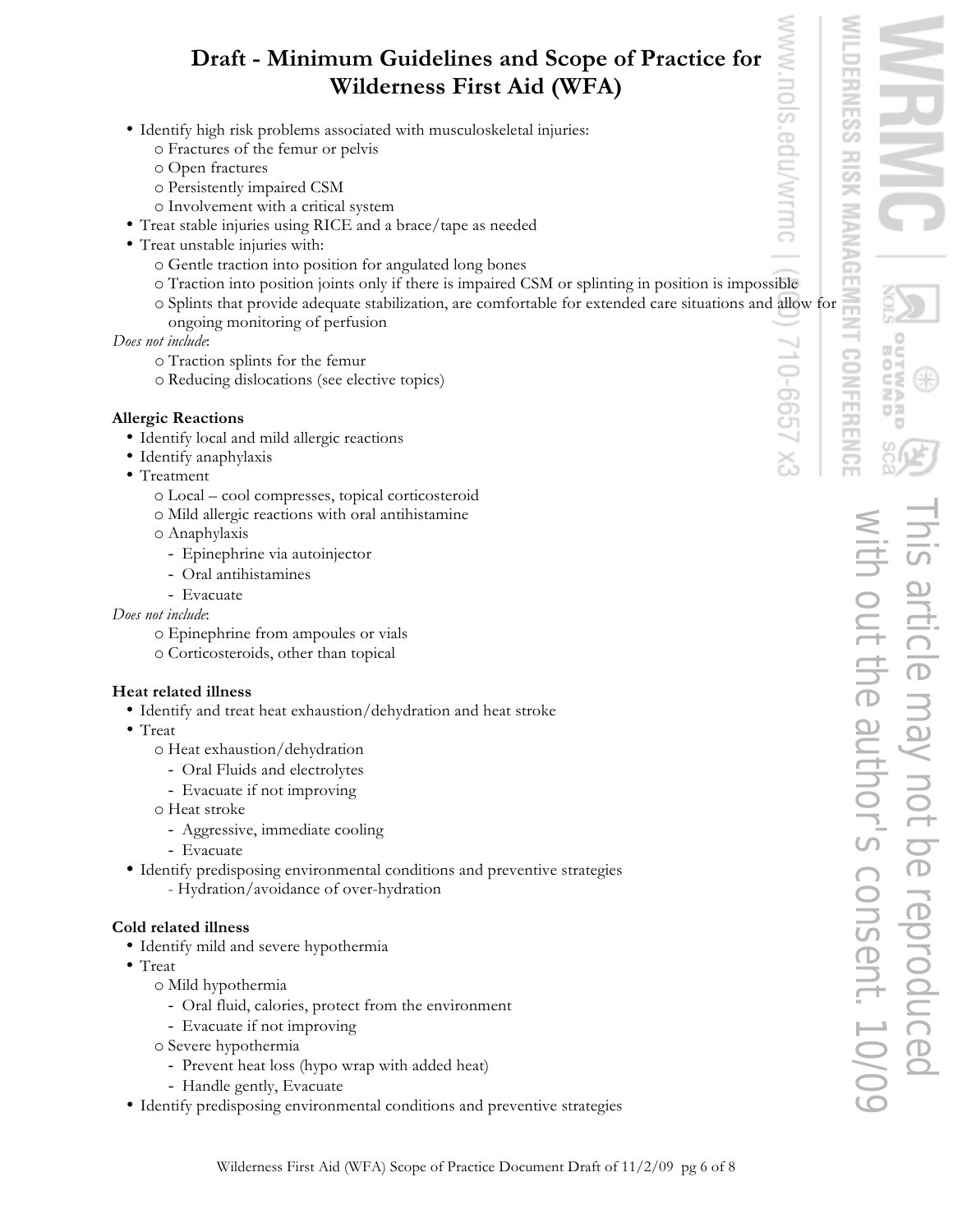# Draft - Minimum Guidelines and Scope of Practice for Wilderness First Aid (WFA)

- Identify high risk problems associated with musculoskeletal injuries:
  - Fractures of the femur or pelvis
  - Open fractures
  - Persistently impaired CSM
  - Involvement with a critical system
- Treat stable injuries using RICE and a brace/tape as needed
- Treat unstable injuries with:
  - Gentle traction into position for angulated long bones
  - Traction into position joints only if there is impaired CSM or splinting in position is impossible
  - Splints that provide adequate stabilization, are comfortable for extended care situations and allow for ongoing monitoring of perfusion

*Does not include*:
  - Traction splints for the femur
  - Reducing dislocations (see elective topics)

**Allergic Reactions**

- Identify local and mild allergic reactions
- Identify anaphylaxis
- Treatment
  - Local – cool compresses, topical corticosteroid
  - Mild allergic reactions with oral antihistamine
  - Anaphylaxis
    - Epinephrine via autoinjector
    - Oral antihistamines
    - Evacuate

*Does not include*:
  - Epinephrine from ampoules or vials
  - Corticosteroids, other than topical

**Heat related illness**

- Identify and treat heat exhaustion/dehydration and heat stroke
- Treat
  - Heat exhaustion/dehydration
    - Oral Fluids and electrolytes
    - Evacuate if not improving
  - Heat stroke
    - Aggressive, immediate cooling
    - Evacuate
- Identify predisposing environmental conditions and preventive strategies
  - Hydration/avoidance of over-hydration

**Cold related illness**

- Identify mild and severe hypothermia
- Treat
  - Mild hypothermia
    - Oral fluid, calories, protect from the environment
    - Evacuate if not improving
  - Severe hypothermia
    - Prevent heat loss (hypo wrap with added heat)
    - Handle gently, Evacuate
- Identify predisposing environmental conditions and preventive strategies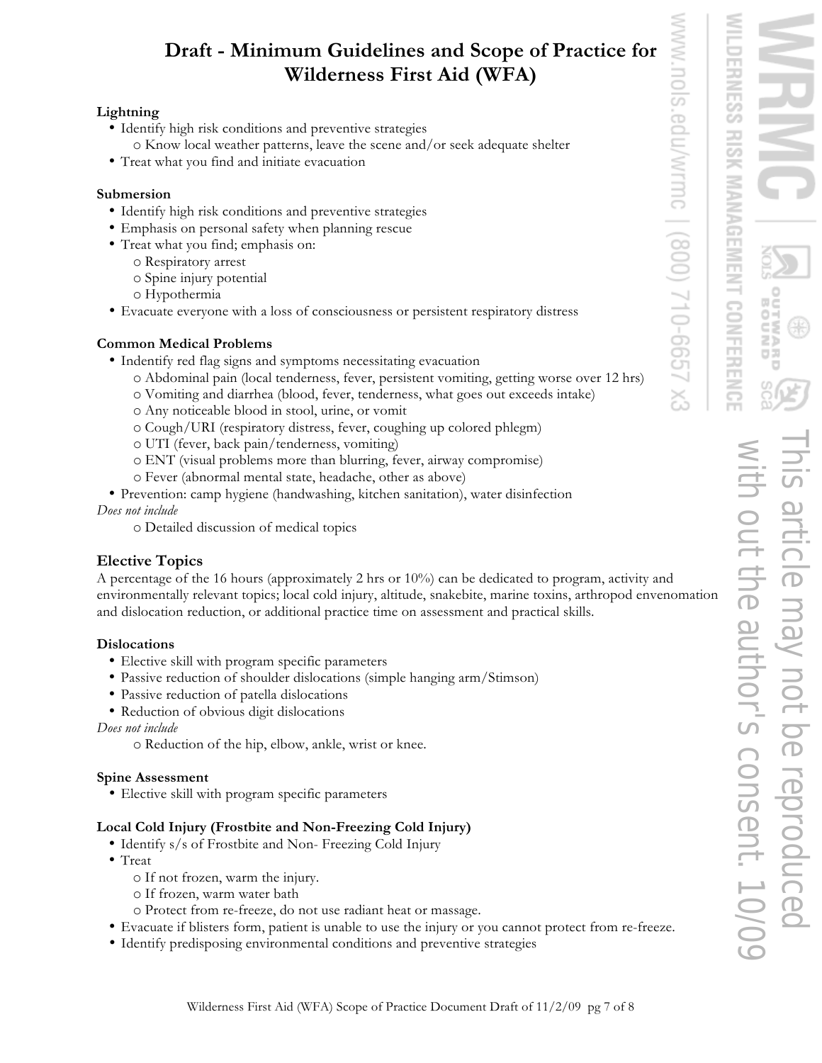# Draft - Minimum Guidelines and Scope of Practice for Wilderness First Aid (WFA)

**Lightning**

- Identify high risk conditions and preventive strategies
  - o Know local weather patterns, leave the scene and/or seek adequate shelter
- Treat what you find and initiate evacuation

**Submersion**

- Identify high risk conditions and preventive strategies
- Emphasis on personal safety when planning rescue
- Treat what you find; emphasis on:
  - o Respiratory arrest
  - o Spine injury potential
  - o Hypothermia
- Evacuate everyone with a loss of consciousness or persistent respiratory distress

**Common Medical Problems**

- Indentify red flag signs and symptoms necessitating evacuation
  - o Abdominal pain (local tenderness, fever, persistent vomiting, getting worse over 12 hrs)
  - o Vomiting and diarrhea (blood, fever, tenderness, what goes out exceeds intake)
  - o Any noticeable blood in stool, urine, or vomit
  - o Cough/URI (respiratory distress, fever, coughing up colored phlegm)
  - o UTI (fever, back pain/tenderness, vomiting)
  - o ENT (visual problems more than blurring, fever, airway compromise)
  - o Fever (abnormal mental state, headache, other as above)
- Prevention: camp hygiene (handwashing, kitchen sanitation), water disinfection

*Does not include*

- o Detailed discussion of medical topics

## Elective Topics

A percentage of the 16 hours (approximately 2 hrs or 10%) can be dedicated to program, activity and environmentally relevant topics; local cold injury, altitude, snakebite, marine toxins, arthropod envenomation and dislocation reduction, or additional practice time on assessment and practical skills.

**Dislocations**

- Elective skill with program specific parameters
- Passive reduction of shoulder dislocations (simple hanging arm/Stimson)
- Passive reduction of patella dislocations
- Reduction of obvious digit dislocations

*Does not include*

- o Reduction of the hip, elbow, ankle, wrist or knee.

**Spine Assessment**

- Elective skill with program specific parameters

**Local Cold Injury (Frostbite and Non-Freezing Cold Injury)**

- Identify s/s of Frostbite and Non- Freezing Cold Injury
- Treat
  - o If not frozen, warm the injury.
  - o If frozen, warm water bath
  - o Protect from re-freeze, do not use radiant heat or massage.
- Evacuate if blisters form, patient is unable to use the injury or you cannot protect from re-freeze.
- Identify predisposing environmental conditions and preventive strategies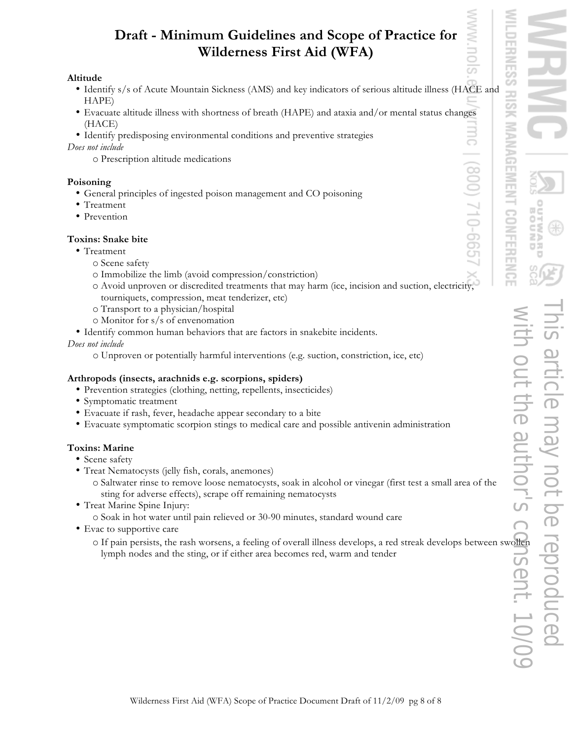# Draft - Minimum Guidelines and Scope of Practice for Wilderness First Aid (WFA)

**Altitude**

- Identify s/s of Acute Mountain Sickness (AMS) and key indicators of serious altitude illness (HACE and HAPE)
- Evacuate altitude illness with shortness of breath (HAPE) and ataxia and/or mental status changes (HACE)
- Identify predisposing environmental conditions and preventive strategies

*Does not include*

- o Prescription altitude medications

**Poisoning**

- General principles of ingested poison management and CO poisoning
- Treatment
- Prevention

**Toxins: Snake bite**

- Treatment
  - o Scene safety
  - o Immobilize the limb (avoid compression/constriction)
  - o Avoid unproven or discredited treatments that may harm (ice, incision and suction, electricity, tourniquets, compression, meat tenderizer, etc)
  - o Transport to a physician/hospital
  - o Monitor for s/s of envenomation
- Identify common human behaviors that are factors in snakebite incidents.

*Does not include*

- o Unproven or potentially harmful interventions (e.g. suction, constriction, ice, etc)

**Arthropods (insects, arachnids e.g. scorpions, spiders)**

- Prevention strategies (clothing, netting, repellents, insecticides)
- Symptomatic treatment
- Evacuate if rash, fever, headache appear secondary to a bite
- Evacuate symptomatic scorpion stings to medical care and possible antivenin administration

**Toxins: Marine**

- Scene safety
- Treat Nematocysts (jelly fish, corals, anemones)
  - o Saltwater rinse to remove loose nematocysts, soak in alcohol or vinegar (first test a small area of the sting for adverse effects), scrape off remaining nematocysts
- Treat Marine Spine Injury:
  - o Soak in hot water until pain relieved or 30-90 minutes, standard wound care
- Evac to supportive care
  - o If pain persists, the rash worsens, a feeling of overall illness develops, a red streak develops between swollen lymph nodes and the sting, or if either area becomes red, warm and tender